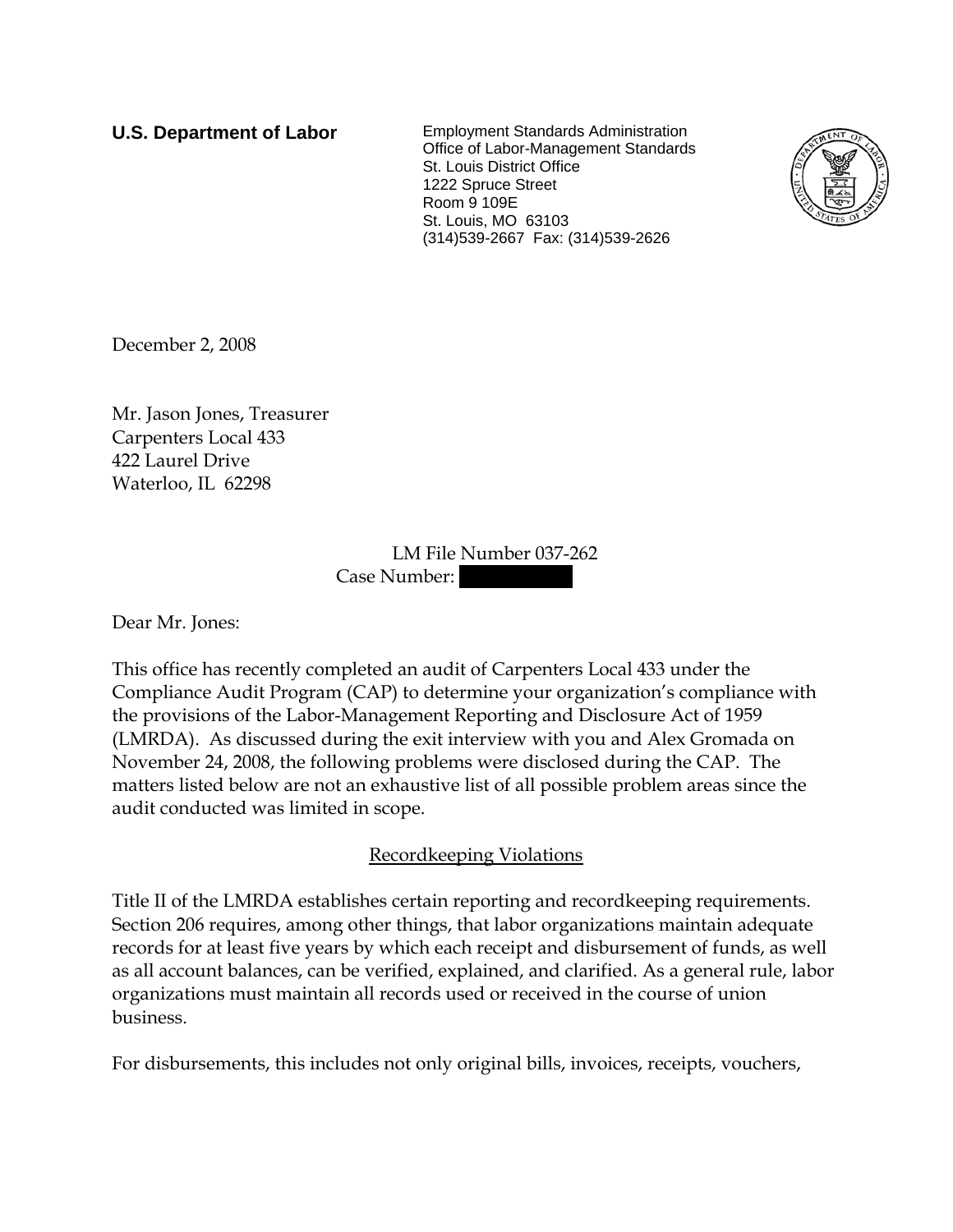**U.S. Department of Labor**

Employment Standards Administration
Office of Labor-Management Standards
St. Louis District Office
1222 Spruce Street
Room 9 109E
St. Louis, MO 63103
(314)539-2667 Fax: (314)539-2626

December 2, 2008

Mr. Jason Jones, Treasurer
Carpenters Local 433
422 Laurel Drive
Waterloo, IL 62298

LM File Number 037-262
Case Number: [REDACTED]

Dear Mr. Jones:

This office has recently completed an audit of Carpenters Local 433 under the Compliance Audit Program (CAP) to determine your organization's compliance with the provisions of the Labor-Management Reporting and Disclosure Act of 1959 (LMRDA). As discussed during the exit interview with you and Alex Gromada on November 24, 2008, the following problems were disclosed during the CAP. The matters listed below are not an exhaustive list of all possible problem areas since the audit conducted was limited in scope.

## Recordkeeping Violations

Title II of the LMRDA establishes certain reporting and recordkeeping requirements. Section 206 requires, among other things, that labor organizations maintain adequate records for at least five years by which each receipt and disbursement of funds, as well as all account balances, can be verified, explained, and clarified. As a general rule, labor organizations must maintain all records used or received in the course of union business.

For disbursements, this includes not only original bills, invoices, receipts, vouchers,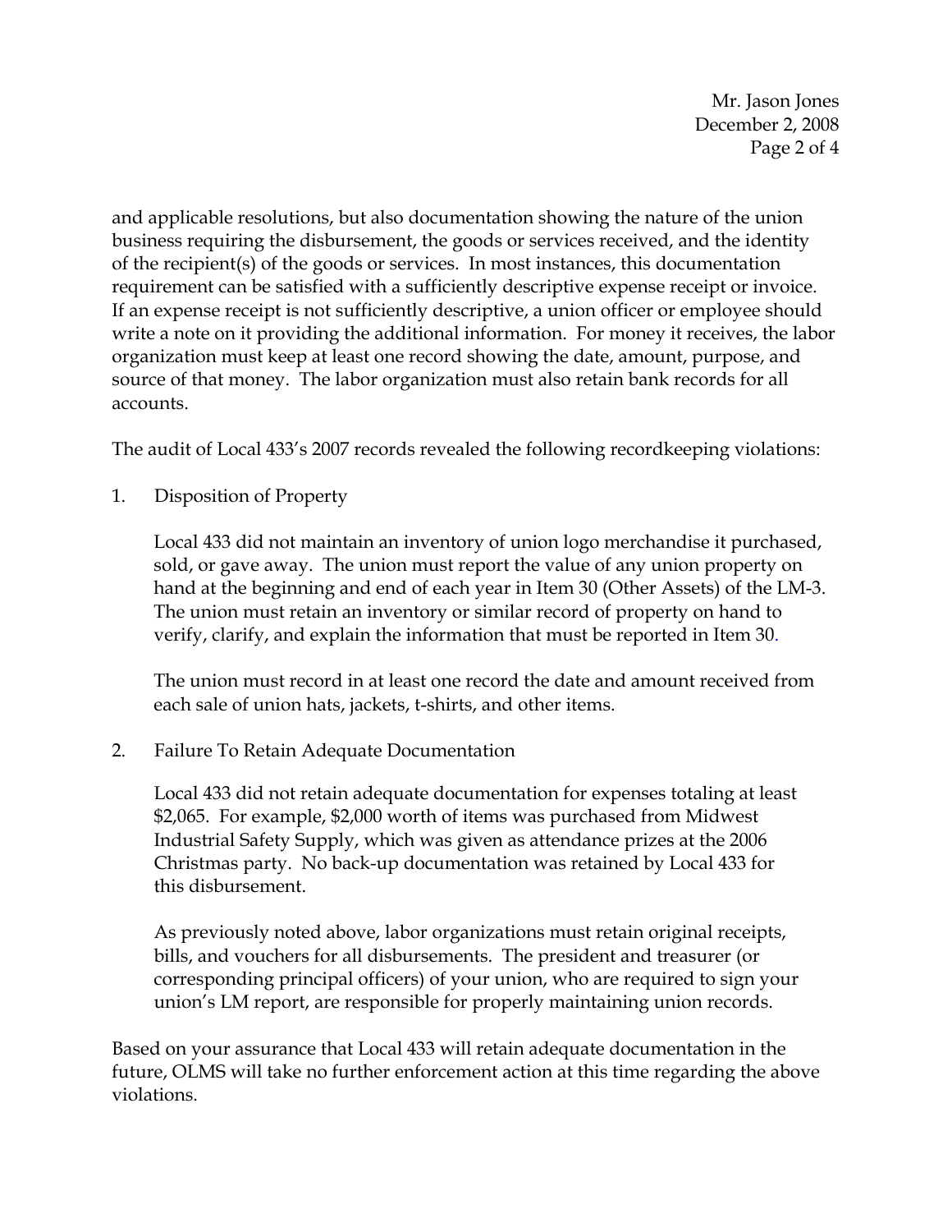and applicable resolutions, but also documentation showing the nature of the union business requiring the disbursement, the goods or services received, and the identity of the recipient(s) of the goods or services. In most instances, this documentation requirement can be satisfied with a sufficiently descriptive expense receipt or invoice. If an expense receipt is not sufficiently descriptive, a union officer or employee should write a note on it providing the additional information. For money it receives, the labor organization must keep at least one record showing the date, amount, purpose, and source of that money. The labor organization must also retain bank records for all accounts.

The audit of Local 433's 2007 records revealed the following recordkeeping violations:

1. Disposition of Property

   Local 433 did not maintain an inventory of union logo merchandise it purchased, sold, or gave away. The union must report the value of any union property on hand at the beginning and end of each year in Item 30 (Other Assets) of the LM-3. The union must retain an inventory or similar record of property on hand to verify, clarify, and explain the information that must be reported in Item 30.

   The union must record in at least one record the date and amount received from each sale of union hats, jackets, t-shirts, and other items.

2. Failure To Retain Adequate Documentation

   Local 433 did not retain adequate documentation for expenses totaling at least $2,065. For example, $2,000 worth of items was purchased from Midwest Industrial Safety Supply, which was given as attendance prizes at the 2006 Christmas party. No back-up documentation was retained by Local 433 for this disbursement.

   As previously noted above, labor organizations must retain original receipts, bills, and vouchers for all disbursements. The president and treasurer (or corresponding principal officers) of your union, who are required to sign your union's LM report, are responsible for properly maintaining union records.

Based on your assurance that Local 433 will retain adequate documentation in the future, OLMS will take no further enforcement action at this time regarding the above violations.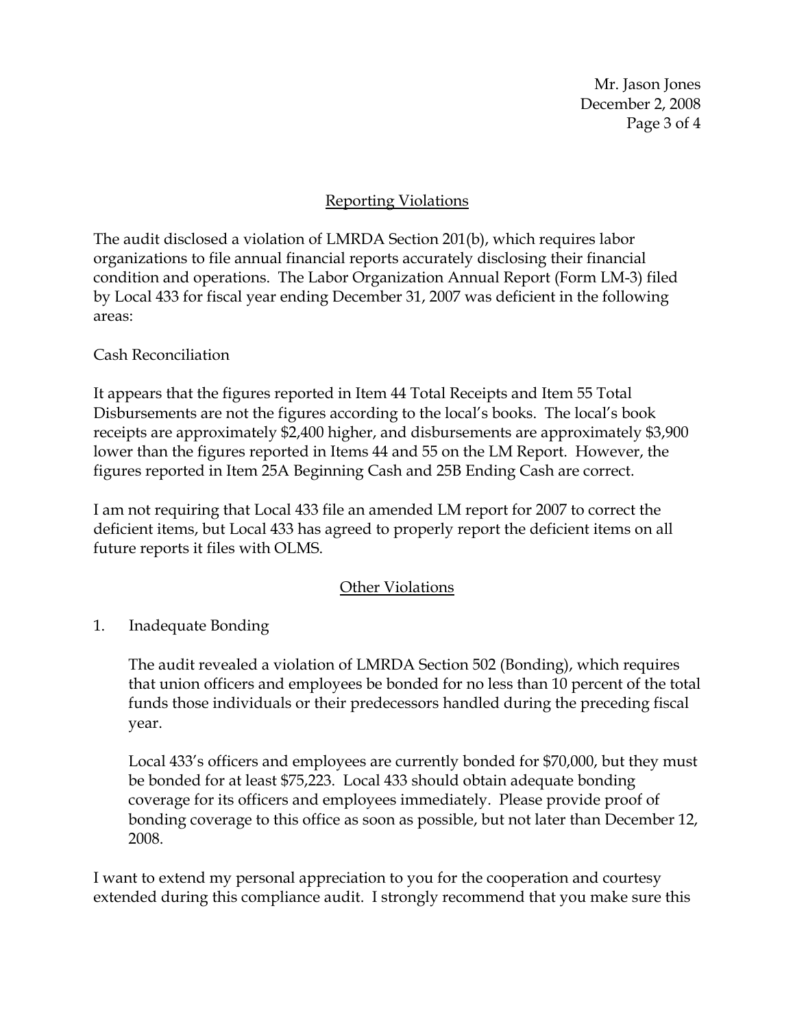## Reporting Violations

The audit disclosed a violation of LMRDA Section 201(b), which requires labor organizations to file annual financial reports accurately disclosing their financial condition and operations. The Labor Organization Annual Report (Form LM-3) filed by Local 433 for fiscal year ending December 31, 2007 was deficient in the following areas:

Cash Reconciliation

It appears that the figures reported in Item 44 Total Receipts and Item 55 Total Disbursements are not the figures according to the local's books. The local's book receipts are approximately $2,400 higher, and disbursements are approximately $3,900 lower than the figures reported in Items 44 and 55 on the LM Report. However, the figures reported in Item 25A Beginning Cash and 25B Ending Cash are correct.

I am not requiring that Local 433 file an amended LM report for 2007 to correct the deficient items, but Local 433 has agreed to properly report the deficient items on all future reports it files with OLMS.

## Other Violations

1. Inadequate Bonding

   The audit revealed a violation of LMRDA Section 502 (Bonding), which requires that union officers and employees be bonded for no less than 10 percent of the total funds those individuals or their predecessors handled during the preceding fiscal year.

   Local 433's officers and employees are currently bonded for $70,000, but they must be bonded for at least $75,223. Local 433 should obtain adequate bonding coverage for its officers and employees immediately. Please provide proof of bonding coverage to this office as soon as possible, but not later than December 12, 2008.

I want to extend my personal appreciation to you for the cooperation and courtesy extended during this compliance audit. I strongly recommend that you make sure this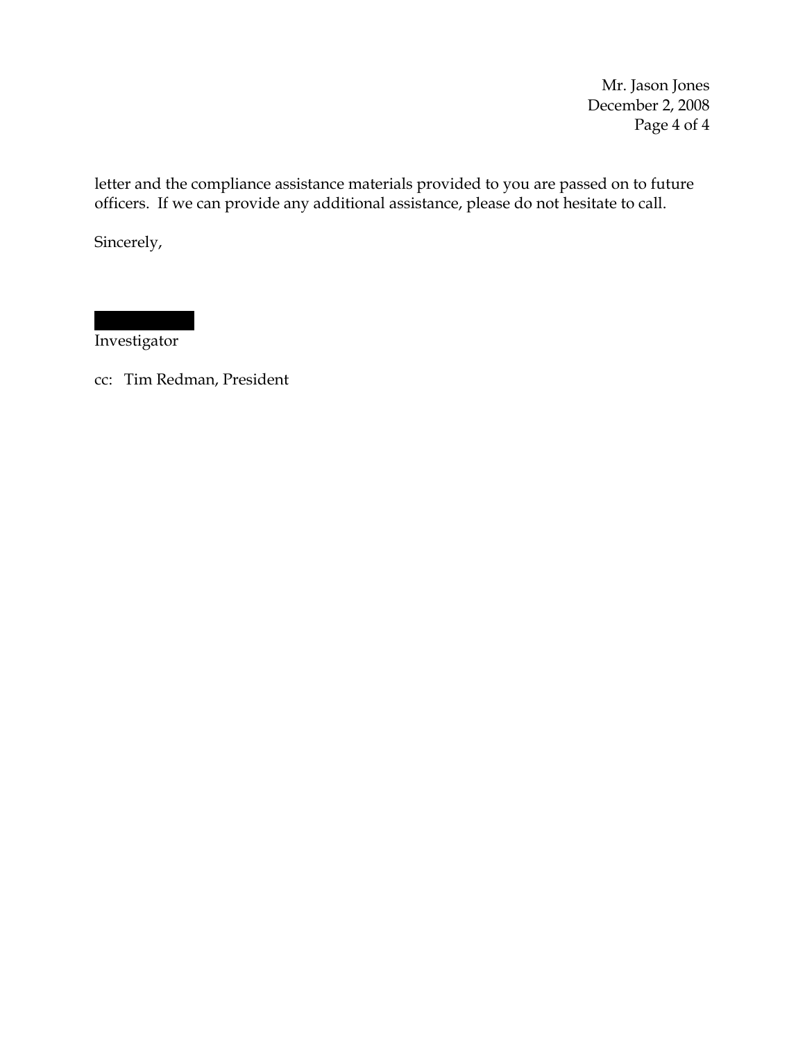letter and the compliance assistance materials provided to you are passed on to future officers. If we can provide any additional assistance, please do not hesitate to call.

Sincerely,

Investigator

cc: Tim Redman, President